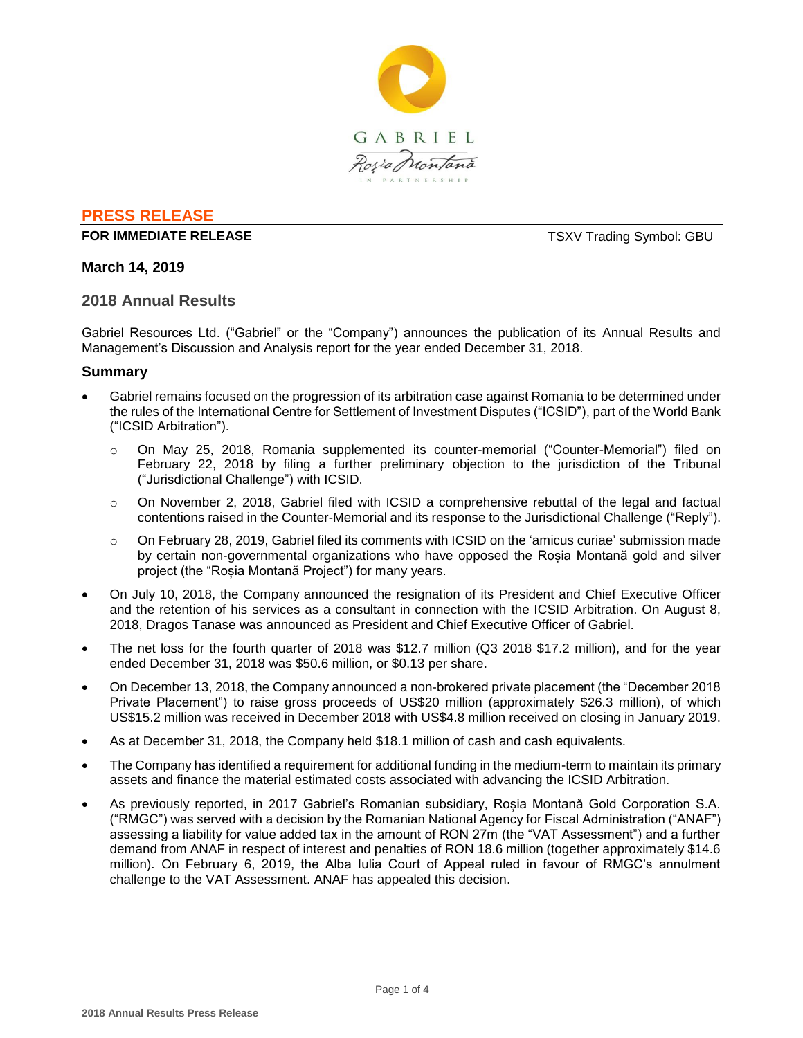GABRIEL

Roşia Montană

IN PARTNERSHIP

**PRESS RELEASE**

**FOR IMMEDIATE RELEASE** TSXV Trading Symbol: GBU

**March 14, 2019**

## 2018 Annual Results

Gabriel Resources Ltd. ("Gabriel" or the "Company") announces the publication of its Annual Results and Management's Discussion and Analysis report for the year ended December 31, 2018.

### Summary

- Gabriel remains focused on the progression of its arbitration case against Romania to be determined under the rules of the International Centre for Settlement of Investment Disputes ("ICSID"), part of the World Bank ("ICSID Arbitration").
  - On May 25, 2018, Romania supplemented its counter-memorial ("Counter-Memorial") filed on February 22, 2018 by filing a further preliminary objection to the jurisdiction of the Tribunal ("Jurisdictional Challenge") with ICSID.
  - On November 2, 2018, Gabriel filed with ICSID a comprehensive rebuttal of the legal and factual contentions raised in the Counter-Memorial and its response to the Jurisdictional Challenge ("Reply").
  - On February 28, 2019, Gabriel filed its comments with ICSID on the 'amicus curiae' submission made by certain non-governmental organizations who have opposed the Roșia Montană gold and silver project (the "Roșia Montană Project") for many years.
- On July 10, 2018, the Company announced the resignation of its President and Chief Executive Officer and the retention of his services as a consultant in connection with the ICSID Arbitration. On August 8, 2018, Dragos Tanase was announced as President and Chief Executive Officer of Gabriel.
- The net loss for the fourth quarter of 2018 was $12.7 million (Q3 2018 $17.2 million), and for the year ended December 31, 2018 was $50.6 million, or $0.13 per share.
- On December 13, 2018, the Company announced a non-brokered private placement (the "December 2018 Private Placement") to raise gross proceeds of US$20 million (approximately $26.3 million), of which US$15.2 million was received in December 2018 with US$4.8 million received on closing in January 2019.
- As at December 31, 2018, the Company held $18.1 million of cash and cash equivalents.
- The Company has identified a requirement for additional funding in the medium-term to maintain its primary assets and finance the material estimated costs associated with advancing the ICSID Arbitration.
- As previously reported, in 2017 Gabriel's Romanian subsidiary, Roșia Montană Gold Corporation S.A. ("RMGC") was served with a decision by the Romanian National Agency for Fiscal Administration ("ANAF") assessing a liability for value added tax in the amount of RON 27m (the "VAT Assessment") and a further demand from ANAF in respect of interest and penalties of RON 18.6 million (together approximately $14.6 million). On February 6, 2019, the Alba Iulia Court of Appeal ruled in favour of RMGC's annulment challenge to the VAT Assessment. ANAF has appealed this decision.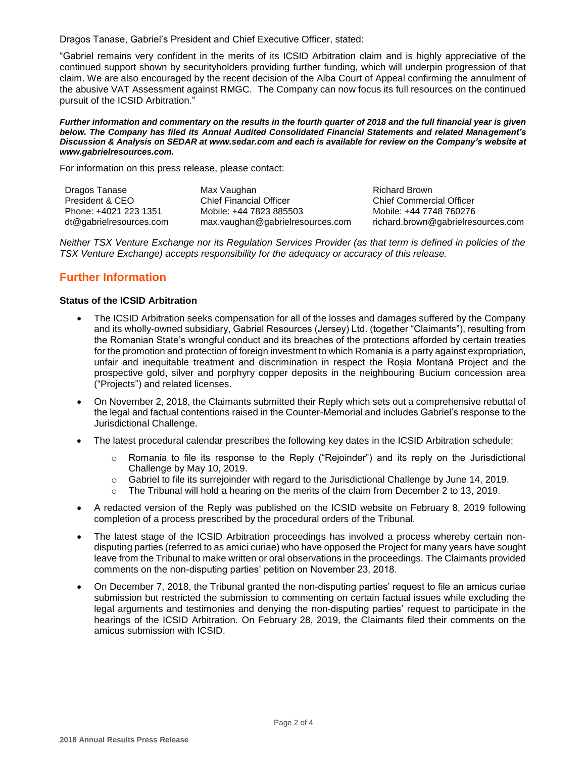Dragos Tanase, Gabriel's President and Chief Executive Officer, stated:

"Gabriel remains very confident in the merits of its ICSID Arbitration claim and is highly appreciative of the continued support shown by securityholders providing further funding, which will underpin progression of that claim. We are also encouraged by the recent decision of the Alba Court of Appeal confirming the annulment of the abusive VAT Assessment against RMGC. The Company can now focus its full resources on the continued pursuit of the ICSID Arbitration."

***Further information and commentary on the results in the fourth quarter of 2018 and the full financial year is given below. The Company has filed its Annual Audited Consolidated Financial Statements and related Management's Discussion & Analysis on SEDAR at www.sedar.com and each is available for review on the Company's website at www.gabrielresources.com.***

For information on this press release, please contact:

| Dragos Tanase | Max Vaughan | Richard Brown |
|---|---|---|
| President & CEO | Chief Financial Officer | Chief Commercial Officer |
| Phone: +4021 223 1351 | Mobile: +44 7823 885503 | Mobile: +44 7748 760276 |
| dt@gabrielresources.com | max.vaughan@gabrielresources.com | richard.brown@gabrielresources.com |

*Neither TSX Venture Exchange nor its Regulation Services Provider (as that term is defined in policies of the TSX Venture Exchange) accepts responsibility for the adequacy or accuracy of this release.*

## Further Information

### Status of the ICSID Arbitration

- The ICSID Arbitration seeks compensation for all of the losses and damages suffered by the Company and its wholly-owned subsidiary, Gabriel Resources (Jersey) Ltd. (together "Claimants"), resulting from the Romanian State's wrongful conduct and its breaches of the protections afforded by certain treaties for the promotion and protection of foreign investment to which Romania is a party against expropriation, unfair and inequitable treatment and discrimination in respect the Roșia Montană Project and the prospective gold, silver and porphyry copper deposits in the neighbouring Bucium concession area ("Projects") and related licenses.
- On November 2, 2018, the Claimants submitted their Reply which sets out a comprehensive rebuttal of the legal and factual contentions raised in the Counter-Memorial and includes Gabriel's response to the Jurisdictional Challenge.
- The latest procedural calendar prescribes the following key dates in the ICSID Arbitration schedule:
    - Romania to file its response to the Reply ("Rejoinder") and its reply on the Jurisdictional Challenge by May 10, 2019.
    - Gabriel to file its surrejoinder with regard to the Jurisdictional Challenge by June 14, 2019.
    - The Tribunal will hold a hearing on the merits of the claim from December 2 to 13, 2019.
- A redacted version of the Reply was published on the ICSID website on February 8, 2019 following completion of a process prescribed by the procedural orders of the Tribunal.
- The latest stage of the ICSID Arbitration proceedings has involved a process whereby certain non-disputing parties (referred to as amici curiae) who have opposed the Project for many years have sought leave from the Tribunal to make written or oral observations in the proceedings. The Claimants provided comments on the non-disputing parties' petition on November 23, 2018.
- On December 7, 2018, the Tribunal granted the non-disputing parties' request to file an amicus curiae submission but restricted the submission to commenting on certain factual issues while excluding the legal arguments and testimonies and denying the non-disputing parties' request to participate in the hearings of the ICSID Arbitration. On February 28, 2019, the Claimants filed their comments on the amicus submission with ICSID.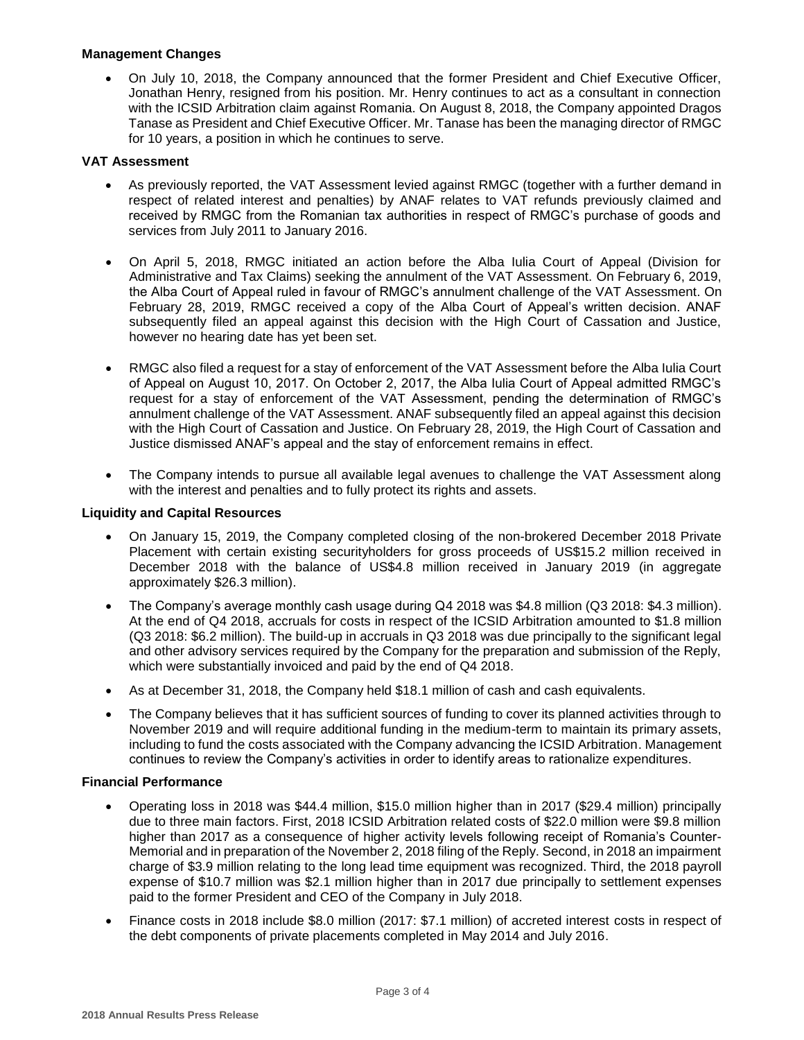### Management Changes

- On July 10, 2018, the Company announced that the former President and Chief Executive Officer, Jonathan Henry, resigned from his position. Mr. Henry continues to act as a consultant in connection with the ICSID Arbitration claim against Romania. On August 8, 2018, the Company appointed Dragos Tanase as President and Chief Executive Officer. Mr. Tanase has been the managing director of RMGC for 10 years, a position in which he continues to serve.

### VAT Assessment

- As previously reported, the VAT Assessment levied against RMGC (together with a further demand in respect of related interest and penalties) by ANAF relates to VAT refunds previously claimed and received by RMGC from the Romanian tax authorities in respect of RMGC's purchase of goods and services from July 2011 to January 2016.

- On April 5, 2018, RMGC initiated an action before the Alba Iulia Court of Appeal (Division for Administrative and Tax Claims) seeking the annulment of the VAT Assessment. On February 6, 2019, the Alba Court of Appeal ruled in favour of RMGC's annulment challenge of the VAT Assessment. On February 28, 2019, RMGC received a copy of the Alba Court of Appeal's written decision. ANAF subsequently filed an appeal against this decision with the High Court of Cassation and Justice, however no hearing date has yet been set.

- RMGC also filed a request for a stay of enforcement of the VAT Assessment before the Alba Iulia Court of Appeal on August 10, 2017. On October 2, 2017, the Alba Iulia Court of Appeal admitted RMGC's request for a stay of enforcement of the VAT Assessment, pending the determination of RMGC's annulment challenge of the VAT Assessment. ANAF subsequently filed an appeal against this decision with the High Court of Cassation and Justice. On February 28, 2019, the High Court of Cassation and Justice dismissed ANAF's appeal and the stay of enforcement remains in effect.

- The Company intends to pursue all available legal avenues to challenge the VAT Assessment along with the interest and penalties and to fully protect its rights and assets.

### Liquidity and Capital Resources

- On January 15, 2019, the Company completed closing of the non-brokered December 2018 Private Placement with certain existing securityholders for gross proceeds of US$15.2 million received in December 2018 with the balance of US$4.8 million received in January 2019 (in aggregate approximately $26.3 million).
- The Company's average monthly cash usage during Q4 2018 was $4.8 million (Q3 2018: $4.3 million). At the end of Q4 2018, accruals for costs in respect of the ICSID Arbitration amounted to $1.8 million (Q3 2018: $6.2 million). The build-up in accruals in Q3 2018 was due principally to the significant legal and other advisory services required by the Company for the preparation and submission of the Reply, which were substantially invoiced and paid by the end of Q4 2018.
- As at December 31, 2018, the Company held $18.1 million of cash and cash equivalents.
- The Company believes that it has sufficient sources of funding to cover its planned activities through to November 2019 and will require additional funding in the medium-term to maintain its primary assets, including to fund the costs associated with the Company advancing the ICSID Arbitration. Management continues to review the Company's activities in order to identify areas to rationalize expenditures.

### Financial Performance

- Operating loss in 2018 was $44.4 million, $15.0 million higher than in 2017 ($29.4 million) principally due to three main factors. First, 2018 ICSID Arbitration related costs of $22.0 million were $9.8 million higher than 2017 as a consequence of higher activity levels following receipt of Romania's Counter-Memorial and in preparation of the November 2, 2018 filing of the Reply. Second, in 2018 an impairment charge of $3.9 million relating to the long lead time equipment was recognized. Third, the 2018 payroll expense of $10.7 million was $2.1 million higher than in 2017 due principally to settlement expenses paid to the former President and CEO of the Company in July 2018.
- Finance costs in 2018 include $8.0 million (2017: $7.1 million) of accreted interest costs in respect of the debt components of private placements completed in May 2014 and July 2016.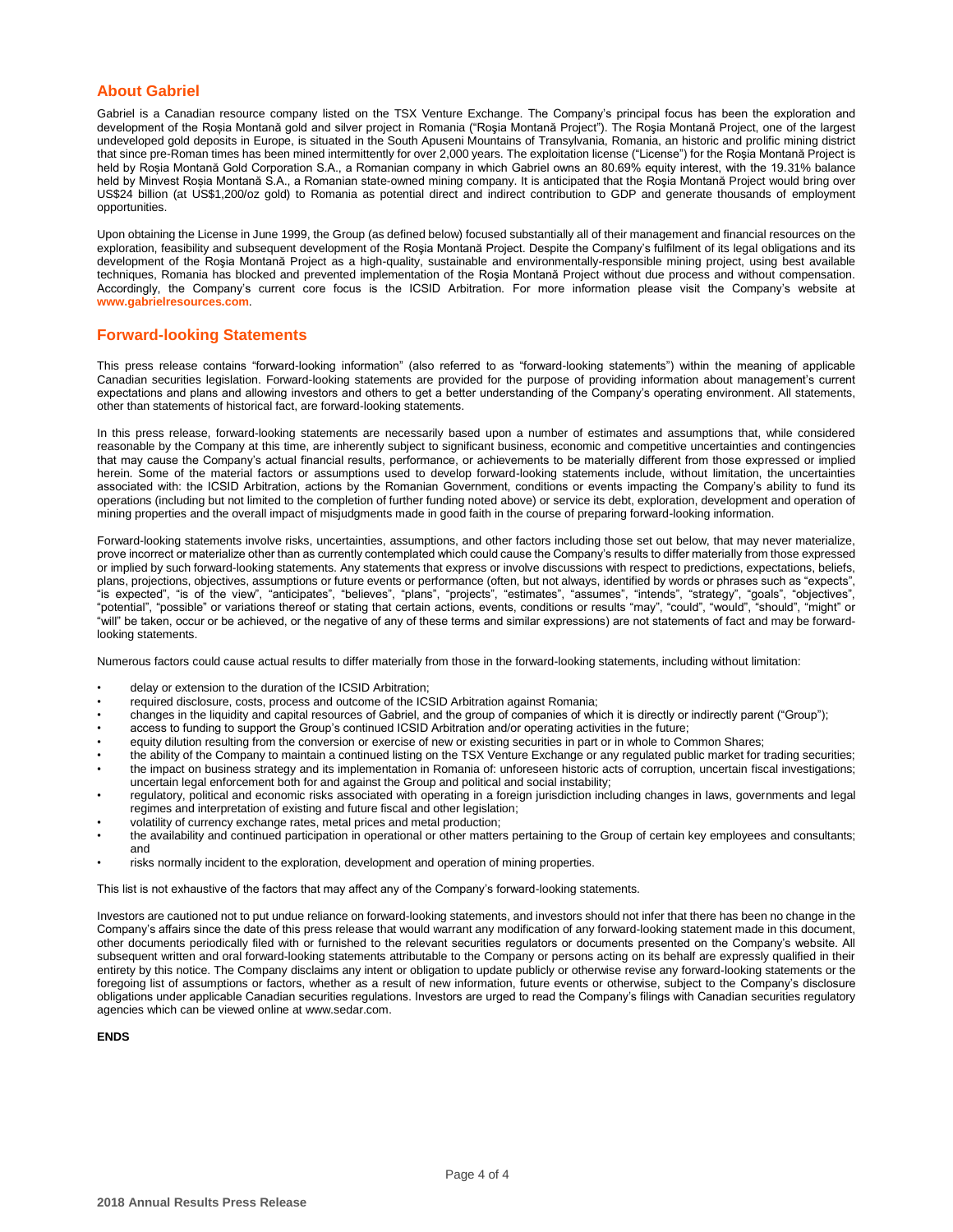## About Gabriel

Gabriel is a Canadian resource company listed on the TSX Venture Exchange. The Company's principal focus has been the exploration and development of the Roșia Montană gold and silver project in Romania ("Roşia Montană Project"). The Roşia Montană Project, one of the largest undeveloped gold deposits in Europe, is situated in the South Apuseni Mountains of Transylvania, Romania, an historic and prolific mining district that since pre-Roman times has been mined intermittently for over 2,000 years. The exploitation license ("License") for the Roşia Montană Project is held by Roșia Montană Gold Corporation S.A., a Romanian company in which Gabriel owns an 80.69% equity interest, with the 19.31% balance held by Minvest Roșia Montană S.A., a Romanian state-owned mining company. It is anticipated that the Roşia Montană Project would bring over US$24 billion (at US$1,200/oz gold) to Romania as potential direct and indirect contribution to GDP and generate thousands of employment opportunities.

Upon obtaining the License in June 1999, the Group (as defined below) focused substantially all of their management and financial resources on the exploration, feasibility and subsequent development of the Roşia Montană Project. Despite the Company's fulfilment of its legal obligations and its development of the Roşia Montană Project as a high-quality, sustainable and environmentally-responsible mining project, using best available techniques, Romania has blocked and prevented implementation of the Roşia Montană Project without due process and without compensation. Accordingly, the Company's current core focus is the ICSID Arbitration. For more information please visit the Company's website at **www.gabrielresources.com**.

## Forward-looking Statements

This press release contains "forward-looking information" (also referred to as "forward-looking statements") within the meaning of applicable Canadian securities legislation. Forward-looking statements are provided for the purpose of providing information about management's current expectations and plans and allowing investors and others to get a better understanding of the Company's operating environment. All statements, other than statements of historical fact, are forward-looking statements.

In this press release, forward-looking statements are necessarily based upon a number of estimates and assumptions that, while considered reasonable by the Company at this time, are inherently subject to significant business, economic and competitive uncertainties and contingencies that may cause the Company's actual financial results, performance, or achievements to be materially different from those expressed or implied herein. Some of the material factors or assumptions used to develop forward-looking statements include, without limitation, the uncertainties associated with: the ICSID Arbitration, actions by the Romanian Government, conditions or events impacting the Company's ability to fund its operations (including but not limited to the completion of further funding noted above) or service its debt, exploration, development and operation of mining properties and the overall impact of misjudgments made in good faith in the course of preparing forward-looking information.

Forward-looking statements involve risks, uncertainties, assumptions, and other factors including those set out below, that may never materialize, prove incorrect or materialize other than as currently contemplated which could cause the Company's results to differ materially from those expressed or implied by such forward-looking statements. Any statements that express or involve discussions with respect to predictions, expectations, beliefs, plans, projections, objectives, assumptions or future events or performance (often, but not always, identified by words or phrases such as "expects", "is expected", "is of the view", "anticipates", "believes", "plans", "projects", "estimates", "assumes", "intends", "strategy", "goals", "objectives", "potential", "possible" or variations thereof or stating that certain actions, events, conditions or results "may", "could", "would", "should", "might" or "will" be taken, occur or be achieved, or the negative of any of these terms and similar expressions) are not statements of fact and may be forward-looking statements.

Numerous factors could cause actual results to differ materially from those in the forward-looking statements, including without limitation:

- delay or extension to the duration of the ICSID Arbitration;
- required disclosure, costs, process and outcome of the ICSID Arbitration against Romania;
- changes in the liquidity and capital resources of Gabriel, and the group of companies of which it is directly or indirectly parent ("Group");
- access to funding to support the Group's continued ICSID Arbitration and/or operating activities in the future;
- equity dilution resulting from the conversion or exercise of new or existing securities in part or in whole to Common Shares;
- the ability of the Company to maintain a continued listing on the TSX Venture Exchange or any regulated public market for trading securities;
- the impact on business strategy and its implementation in Romania of: unforeseen historic acts of corruption, uncertain fiscal investigations; uncertain legal enforcement both for and against the Group and political and social instability;
- regulatory, political and economic risks associated with operating in a foreign jurisdiction including changes in laws, governments and legal regimes and interpretation of existing and future fiscal and other legislation;
- volatility of currency exchange rates, metal prices and metal production;
- the availability and continued participation in operational or other matters pertaining to the Group of certain key employees and consultants; and
- risks normally incident to the exploration, development and operation of mining properties.

This list is not exhaustive of the factors that may affect any of the Company's forward-looking statements.

Investors are cautioned not to put undue reliance on forward-looking statements, and investors should not infer that there has been no change in the Company's affairs since the date of this press release that would warrant any modification of any forward-looking statement made in this document, other documents periodically filed with or furnished to the relevant securities regulators or documents presented on the Company's website. All subsequent written and oral forward-looking statements attributable to the Company or persons acting on its behalf are expressly qualified in their entirety by this notice. The Company disclaims any intent or obligation to update publicly or otherwise revise any forward-looking statements or the foregoing list of assumptions or factors, whether as a result of new information, future events or otherwise, subject to the Company's disclosure obligations under applicable Canadian securities regulations. Investors are urged to read the Company's filings with Canadian securities regulatory agencies which can be viewed online at www.sedar.com.

**ENDS**